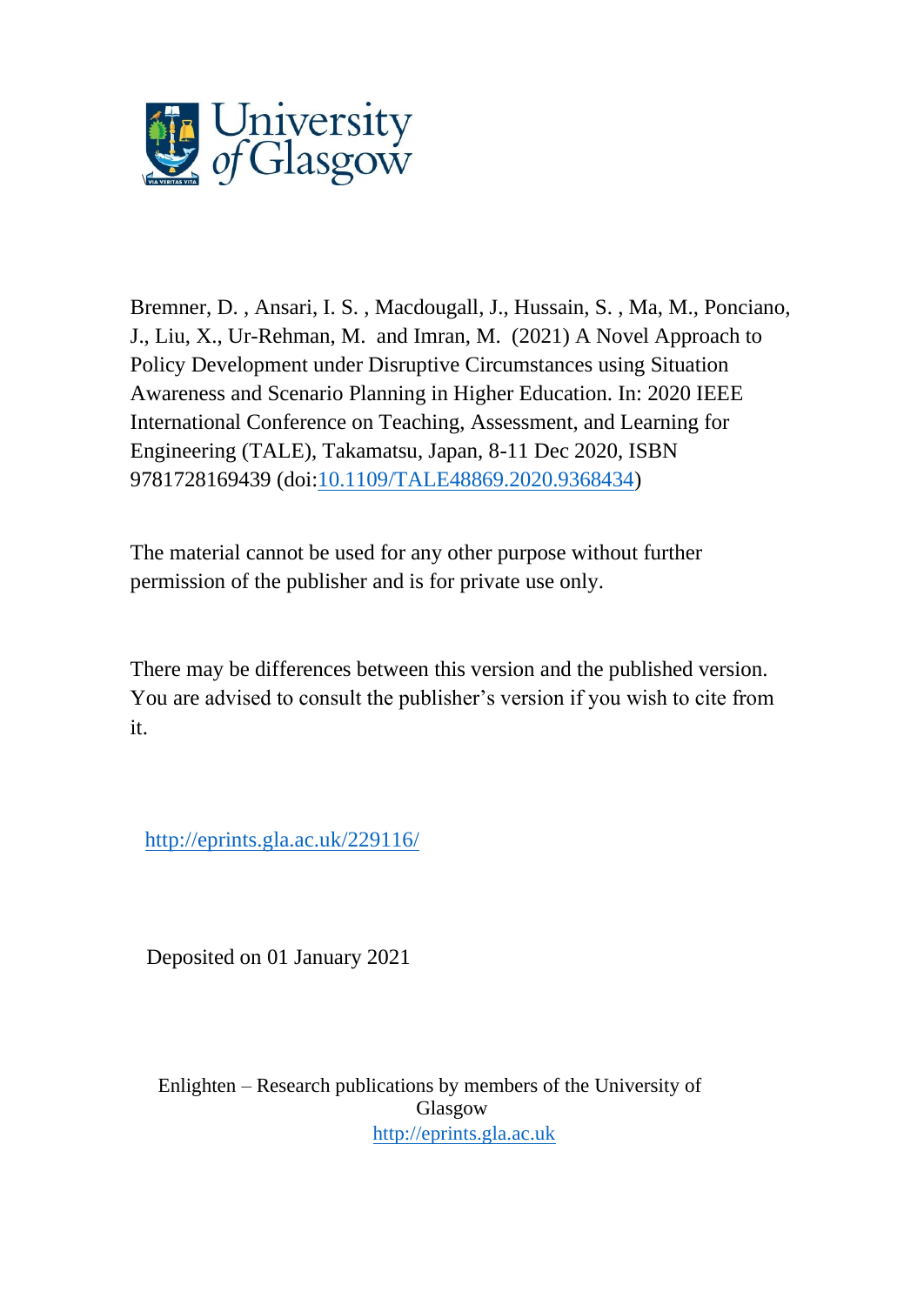Bremner, D. , Ansari, I. S. , Macdougall, J., Hussain, S. , Ma, M., Ponciano, J., Liu, X., Ur-Rehman, M. and Imran, M. (2021) A Novel Approach to Policy Development under Disruptive Circumstances using Situation Awareness and Scenario Planning in Higher Education. In: 2020 IEEE International Conference on Teaching, Assessment, and Learning for Engineering (TALE), Takamatsu, Japan, 8-11 Dec 2020, ISBN 9781728169439 (doi:[10.1109/TALE48869.2020.9368434](https://doi.org/10.1109/TALE48869.2020.9368434))

The material cannot be used for any other purpose without further permission of the publisher and is for private use only.

There may be differences between this version and the published version. You are advised to consult the publisher's version if you wish to cite from it.

http://eprints.gla.ac.uk/229116/

Deposited on 01 January 2021

Enlighten – Research publications by members of the University of Glasgow
http://eprints.gla.ac.uk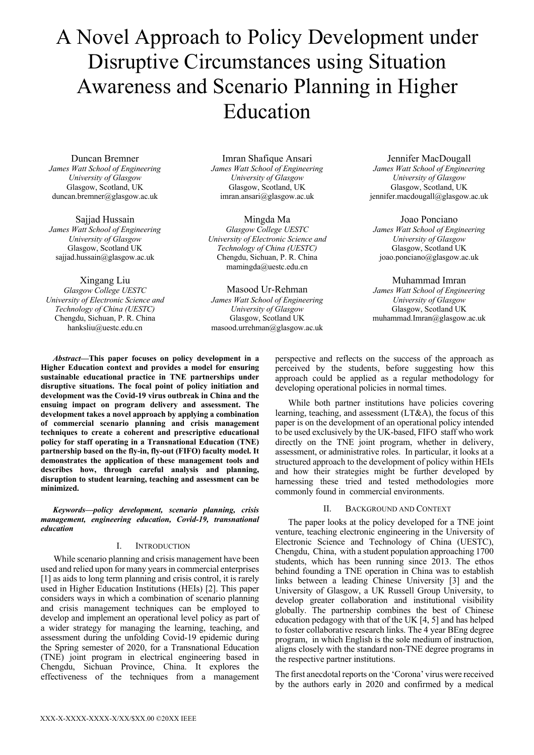# A Novel Approach to Policy Development under Disruptive Circumstances using Situation Awareness and Scenario Planning in Higher Education

Duncan Bremner
*James Watt School of Engineering*
*University of Glasgow*
Glasgow, Scotland, UK
duncan.bremner@glasgow.ac.uk

Imran Shafique Ansari
*James Watt School of Engineering*
*University of Glasgow*
Glasgow, Scotland, UK
imran.ansari@glasgow.ac.uk

Jennifer MacDougall
*James Watt School of Engineering*
*University of Glasgow*
Glasgow, Scotland, UK
jennifer.macdougall@glasgow.ac.uk

Sajjad Hussain
*James Watt School of Engineering*
*University of Glasgow*
Glasgow, Scotland UK
sajjad.hussain@glasgow.ac.uk

Mingda Ma
*Glasgow College UESTC*
*University of Electronic Science and Technology of China (UESTC)*
Chengdu, Sichuan, P. R. China
mamingda@uestc.edu.cn

Joao Ponciano
*James Watt School of Engineering*
*University of Glasgow*
Glasgow, Scotland UK
joao.ponciano@glasgow.ac.uk

Xingang Liu
*Glasgow College UESTC*
*University of Electronic Science and Technology of China (UESTC)*
Chengdu, Sichuan, P. R. China
hanksliu@uestc.edu.cn

Masood Ur-Rehman
*James Watt School of Engineering*
*University of Glasgow*
Glasgow, Scotland UK
masood.urrehman@glasgow.ac.uk

Muhammad Imran
*James Watt School of Engineering*
*University of Glasgow*
Glasgow, Scotland UK
muhammad.Imran@glasgow.ac.uk

***Abstract*—This paper focuses on policy development in a Higher Education context and provides a model for ensuring sustainable educational practice in TNE partnerships under disruptive situations. The focal point of policy initiation and development was the Covid-19 virus outbreak in China and the ensuing impact on program delivery and assessment. The development takes a novel approach by applying a combination of commercial scenario planning and crisis management techniques to create a coherent and prescriptive educational policy for staff operating in a Transnational Education (TNE) partnership based on the fly-in, fly-out (FIFO) faculty model. It demonstrates the application of these management tools and describes how, through careful analysis and planning, disruption to student learning, teaching and assessment can be minimized.**

***Keywords—policy development, scenario planning, crisis management, engineering education, Covid-19, transnational education***

## I. Introduction

While scenario planning and crisis management have been used and relied upon for many years in commercial enterprises [1] as aids to long term planning and crisis control, it is rarely used in Higher Education Institutions (HEIs) [2]. This paper considers ways in which a combination of scenario planning and crisis management techniques can be employed to develop and implement an operational level policy as part of a wider strategy for managing the learning, teaching, and assessment during the unfolding Covid-19 epidemic during the Spring semester of 2020, for a Transnational Education (TNE) joint program in electrical engineering based in Chengdu, Sichuan Province, China. It explores the effectiveness of the techniques from a management perspective and reflects on the success of the approach as perceived by the students, before suggesting how this approach could be applied as a regular methodology for developing operational policies in normal times.

While both partner institutions have policies covering learning, teaching, and assessment (LT&A), the focus of this paper is on the development of an operational policy intended to be used exclusively by the UK-based, FIFO staff who work directly on the TNE joint program, whether in delivery, assessment, or administrative roles. In particular, it looks at a structured approach to the development of policy within HEIs and how their strategies might be further developed by harnessing these tried and tested methodologies more commonly found in commercial environments.

## II. Background and Context

The paper looks at the policy developed for a TNE joint venture, teaching electronic engineering in the University of Electronic Science and Technology of China (UESTC), Chengdu, China, with a student population approaching 1700 students, which has been running since 2013. The ethos behind founding a TNE operation in China was to establish links between a leading Chinese University [3] and the University of Glasgow, a UK Russell Group University, to develop greater collaboration and institutional visibility globally. The partnership combines the best of Chinese education pedagogy with that of the UK [4, 5] and has helped to foster collaborative research links. The 4 year BEng degree program, in which English is the sole medium of instruction, aligns closely with the standard non-TNE degree programs in the respective partner institutions.

The first anecdotal reports on the 'Corona' virus were received by the authors early in 2020 and confirmed by a medical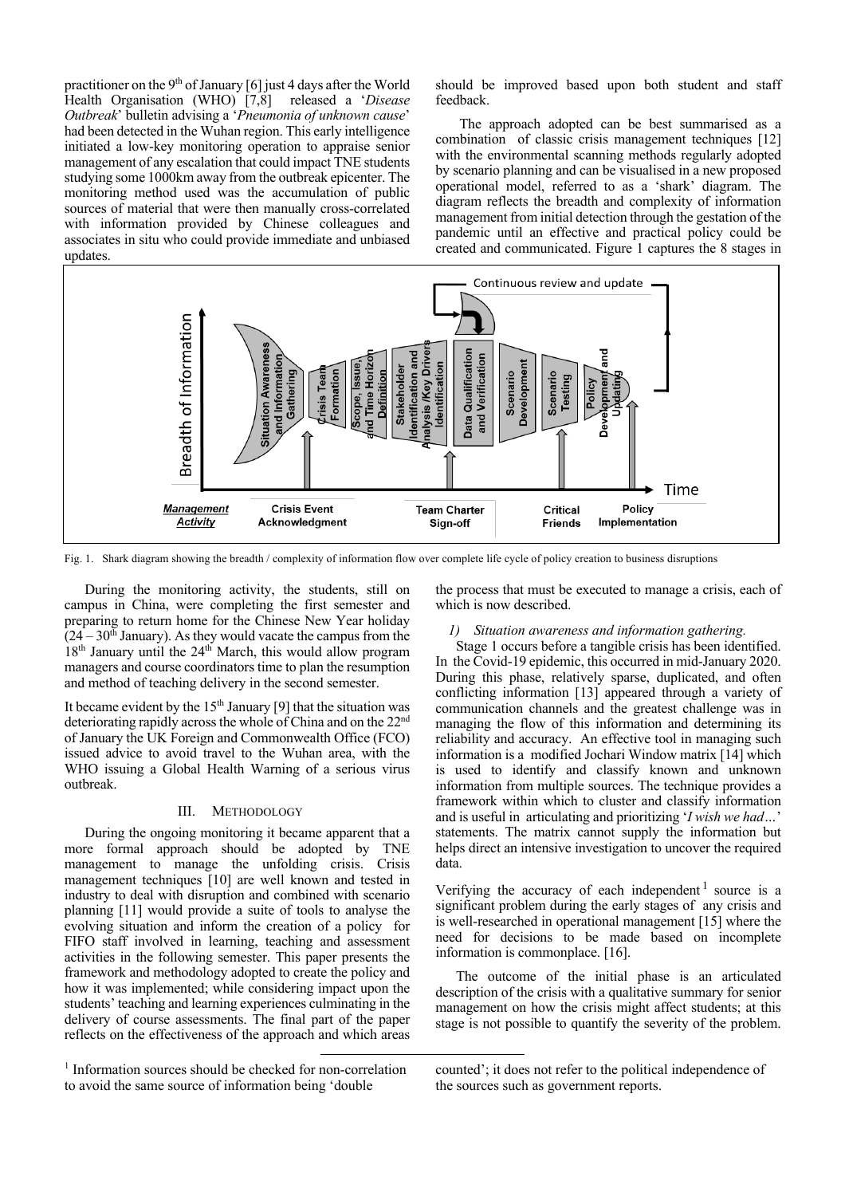practitioner on the 9th of January [6] just 4 days after the World Health Organisation (WHO) [7,8] released a '*Disease Outbreak*' bulletin advising a '*Pneumonia of unknown cause*' had been detected in the Wuhan region. This early intelligence initiated a low-key monitoring operation to appraise senior management of any escalation that could impact TNE students studying some 1000km away from the outbreak epicenter. The monitoring method used was the accumulation of public sources of material that were then manually cross-correlated with information provided by Chinese colleagues and associates in situ who could provide immediate and unbiased updates.

During the monitoring activity, the students, still on campus in China, were completing the first semester and preparing to return home for the Chinese New Year holiday (24 – 30th January). As they would vacate the campus from the 18th January until the 24th March, this would allow program managers and course coordinators time to plan the resumption and method of teaching delivery in the second semester.

It became evident by the 15th January [9] that the situation was deteriorating rapidly across the whole of China and on the 22nd of January the UK Foreign and Commonwealth Office (FCO) issued advice to avoid travel to the Wuhan area, with the WHO issuing a Global Health Warning of a serious virus outbreak.

## III. Methodology

During the ongoing monitoring it became apparent that a more formal approach should be adopted by TNE management to manage the unfolding crisis. Crisis management techniques [10] are well known and tested in industry to deal with disruption and combined with scenario planning [11] would provide a suite of tools to analyse the evolving situation and inform the creation of a policy for FIFO staff involved in learning, teaching and assessment activities in the following semester. This paper presents the framework and methodology adopted to create the policy and how it was implemented; while considering impact upon the students' teaching and learning experiences culminating in the delivery of course assessments. The final part of the paper reflects on the effectiveness of the approach and which areas should be improved based upon both student and staff feedback.

The approach adopted can be best summarised as a combination of classic crisis management techniques [12] with the environmental scanning methods regularly adopted by scenario planning and can be visualised in a new proposed operational model, referred to as a 'shark' diagram. The diagram reflects the breadth and complexity of information management from initial detection through the gestation of the pandemic until an effective and practical policy could be created and communicated. Figure 1 captures the 8 stages in the process that must be executed to manage a crisis, each of which is now described.

Fig. 1. Shark diagram showing the breadth / complexity of information flow over complete life cycle of policy creation to business disruptions

### 1) Situation awareness and information gathering.

Stage 1 occurs before a tangible crisis has been identified. In the Covid-19 epidemic, this occurred in mid-January 2020. During this phase, relatively sparse, duplicated, and often conflicting information [13] appeared through a variety of communication channels and the greatest challenge was in managing the flow of this information and determining its reliability and accuracy. An effective tool in managing such information is a modified Jochari Window matrix [14] which is used to identify and classify known and unknown information from multiple sources. The technique provides a framework within which to cluster and classify information and is useful in articulating and prioritizing '*I wish we had…*' statements. The matrix cannot supply the information but helps direct an intensive investigation to uncover the required data.

Verifying the accuracy of each independent[1] source is a significant problem during the early stages of any crisis and is well-researched in operational management [15] where the need for decisions to be made based on incomplete information is commonplace. [16].

The outcome of the initial phase is an articulated description of the crisis with a qualitative summary for senior management on how the crisis might affect students; at this stage is not possible to quantify the severity of the problem.

[1] Information sources should be checked for non-correlation to avoid the same source of information being 'double counted'; it does not refer to the political independence of the sources such as government reports.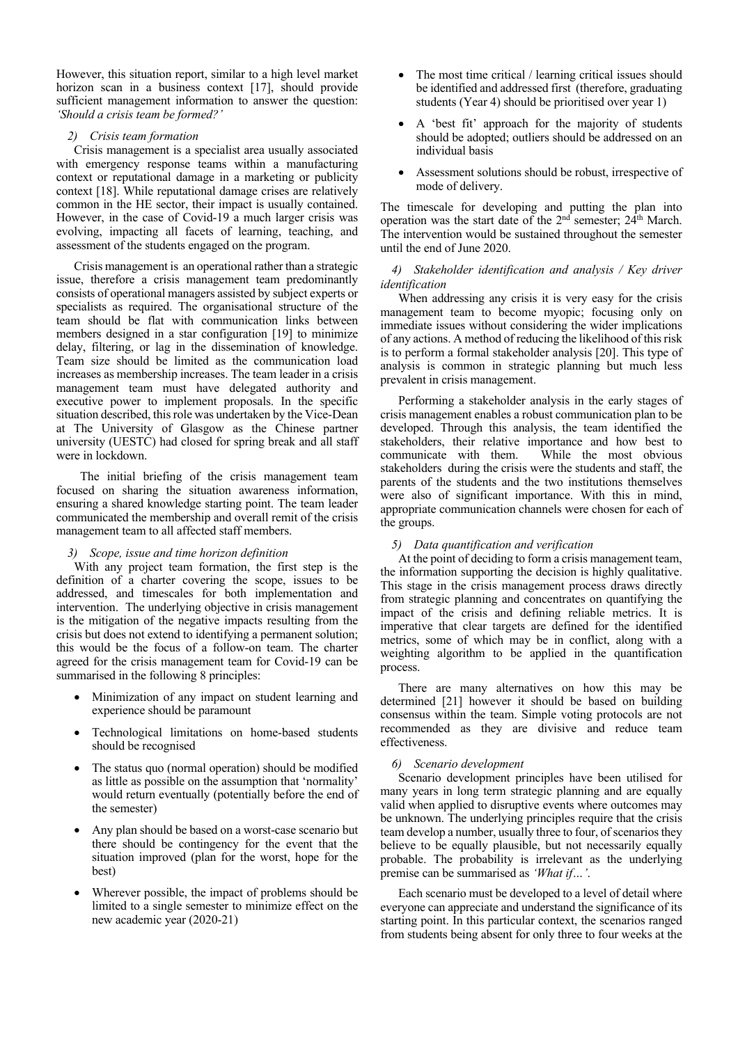However, this situation report, similar to a high level market horizon scan in a business context [17], should provide sufficient management information to answer the question: *'Should a crisis team be formed?'*

*2) Crisis team formation*

Crisis management is a specialist area usually associated with emergency response teams within a manufacturing context or reputational damage in a marketing or publicity context [18]. While reputational damage crises are relatively common in the HE sector, their impact is usually contained. However, in the case of Covid-19 a much larger crisis was evolving, impacting all facets of learning, teaching, and assessment of the students engaged on the program.

Crisis management is an operational rather than a strategic issue, therefore a crisis management team predominantly consists of operational managers assisted by subject experts or specialists as required. The organisational structure of the team should be flat with communication links between members designed in a star configuration [19] to minimize delay, filtering, or lag in the dissemination of knowledge. Team size should be limited as the communication load increases as membership increases. The team leader in a crisis management team must have delegated authority and executive power to implement proposals. In the specific situation described, this role was undertaken by the Vice-Dean at The University of Glasgow as the Chinese partner university (UESTC) had closed for spring break and all staff were in lockdown.

The initial briefing of the crisis management team focused on sharing the situation awareness information, ensuring a shared knowledge starting point. The team leader communicated the membership and overall remit of the crisis management team to all affected staff members.

*3) Scope, issue and time horizon definition*

With any project team formation, the first step is the definition of a charter covering the scope, issues to be addressed, and timescales for both implementation and intervention. The underlying objective in crisis management is the mitigation of the negative impacts resulting from the crisis but does not extend to identifying a permanent solution; this would be the focus of a follow-on team. The charter agreed for the crisis management team for Covid-19 can be summarised in the following 8 principles:

- Minimization of any impact on student learning and experience should be paramount
- Technological limitations on home-based students should be recognised
- The status quo (normal operation) should be modified as little as possible on the assumption that 'normality' would return eventually (potentially before the end of the semester)
- Any plan should be based on a worst-case scenario but there should be contingency for the event that the situation improved (plan for the worst, hope for the best)
- Wherever possible, the impact of problems should be limited to a single semester to minimize effect on the new academic year (2020-21)
- The most time critical / learning critical issues should be identified and addressed first (therefore, graduating students (Year 4) should be prioritised over year 1)
- A 'best fit' approach for the majority of students should be adopted; outliers should be addressed on an individual basis
- Assessment solutions should be robust, irrespective of mode of delivery.

The timescale for developing and putting the plan into operation was the start date of the 2nd semester; 24th March. The intervention would be sustained throughout the semester until the end of June 2020.

*4) Stakeholder identification and analysis / Key driver identification*

When addressing any crisis it is very easy for the crisis management team to become myopic; focusing only on immediate issues without considering the wider implications of any actions. A method of reducing the likelihood of this risk is to perform a formal stakeholder analysis [20]. This type of analysis is common in strategic planning but much less prevalent in crisis management.

Performing a stakeholder analysis in the early stages of crisis management enables a robust communication plan to be developed. Through this analysis, the team identified the stakeholders, their relative importance and how best to communicate with them. While the most obvious stakeholders during the crisis were the students and staff, the parents of the students and the two institutions themselves were also of significant importance. With this in mind, appropriate communication channels were chosen for each of the groups.

*5) Data quantification and verification*

At the point of deciding to form a crisis management team, the information supporting the decision is highly qualitative. This stage in the crisis management process draws directly from strategic planning and concentrates on quantifying the impact of the crisis and defining reliable metrics. It is imperative that clear targets are defined for the identified metrics, some of which may be in conflict, along with a weighting algorithm to be applied in the quantification process.

There are many alternatives on how this may be determined [21] however it should be based on building consensus within the team. Simple voting protocols are not recommended as they are divisive and reduce team effectiveness.

*6) Scenario development*

Scenario development principles have been utilised for many years in long term strategic planning and are equally valid when applied to disruptive events where outcomes may be unknown. The underlying principles require that the crisis team develop a number, usually three to four, of scenarios they believe to be equally plausible, but not necessarily equally probable. The probability is irrelevant as the underlying premise can be summarised as *'What if…'*.

Each scenario must be developed to a level of detail where everyone can appreciate and understand the significance of its starting point. In this particular context, the scenarios ranged from students being absent for only three to four weeks at the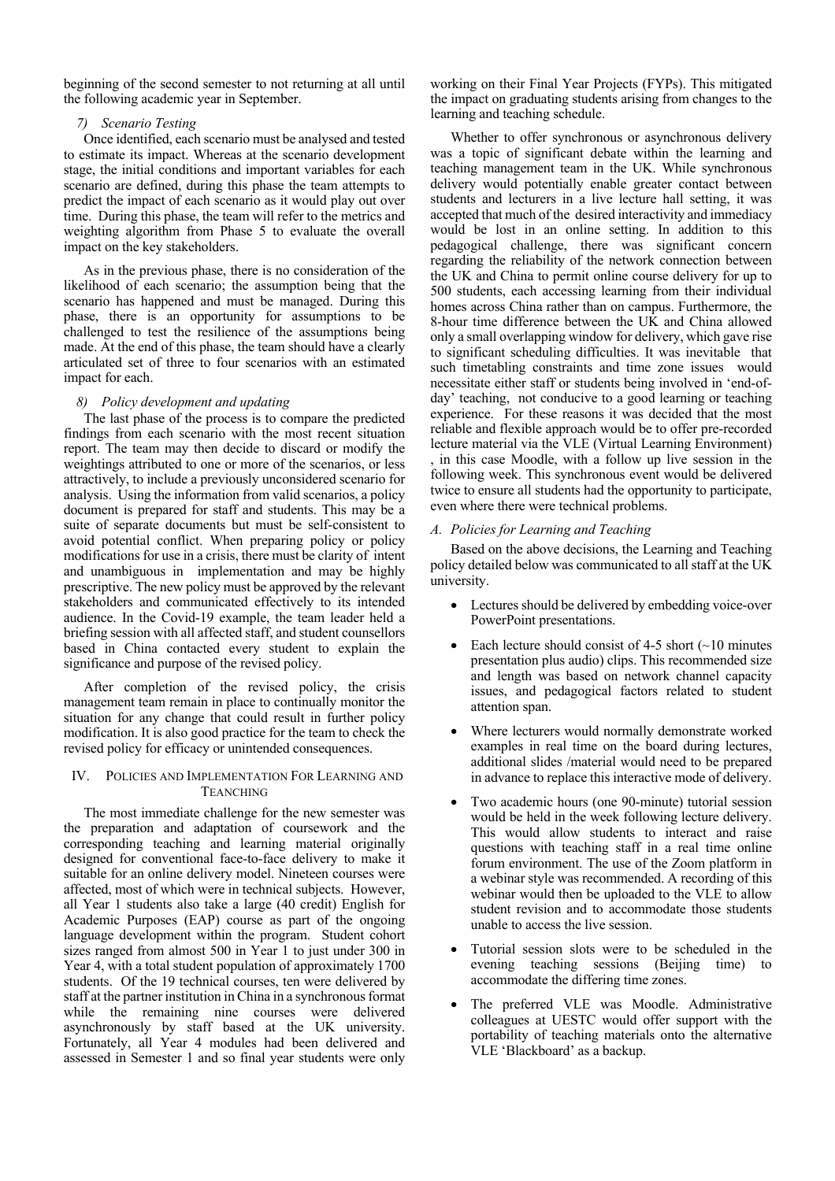beginning of the second semester to not returning at all until the following academic year in September.

### 7) Scenario Testing

Once identified, each scenario must be analysed and tested to estimate its impact. Whereas at the scenario development stage, the initial conditions and important variables for each scenario are defined, during this phase the team attempts to predict the impact of each scenario as it would play out over time. During this phase, the team will refer to the metrics and weighting algorithm from Phase 5 to evaluate the overall impact on the key stakeholders.

As in the previous phase, there is no consideration of the likelihood of each scenario; the assumption being that the scenario has happened and must be managed. During this phase, there is an opportunity for assumptions to be challenged to test the resilience of the assumptions being made. At the end of this phase, the team should have a clearly articulated set of three to four scenarios with an estimated impact for each.

### 8) Policy development and updating

The last phase of the process is to compare the predicted findings from each scenario with the most recent situation report. The team may then decide to discard or modify the weightings attributed to one or more of the scenarios, or less attractively, to include a previously unconsidered scenario for analysis. Using the information from valid scenarios, a policy document is prepared for staff and students. This may be a suite of separate documents but must be self-consistent to avoid potential conflict. When preparing policy or policy modifications for use in a crisis, there must be clarity of intent and unambiguous in implementation and may be highly prescriptive. The new policy must be approved by the relevant stakeholders and communicated effectively to its intended audience. In the Covid-19 example, the team leader held a briefing session with all affected staff, and student counsellors based in China contacted every student to explain the significance and purpose of the revised policy.

After completion of the revised policy, the crisis management team remain in place to continually monitor the situation for any change that could result in further policy modification. It is also good practice for the team to check the revised policy for efficacy or unintended consequences.

## IV. Policies and Implementation For Learning and Teanching

The most immediate challenge for the new semester was the preparation and adaptation of coursework and the corresponding teaching and learning material originally designed for conventional face-to-face delivery to make it suitable for an online delivery model. Nineteen courses were affected, most of which were in technical subjects. However, all Year 1 students also take a large (40 credit) English for Academic Purposes (EAP) course as part of the ongoing language development within the program. Student cohort sizes ranged from almost 500 in Year 1 to just under 300 in Year 4, with a total student population of approximately 1700 students. Of the 19 technical courses, ten were delivered by staff at the partner institution in China in a synchronous format while the remaining nine courses were delivered asynchronously by staff based at the UK university. Fortunately, all Year 4 modules had been delivered and assessed in Semester 1 and so final year students were only working on their Final Year Projects (FYPs). This mitigated the impact on graduating students arising from changes to the learning and teaching schedule.

Whether to offer synchronous or asynchronous delivery was a topic of significant debate within the learning and teaching management team in the UK. While synchronous delivery would potentially enable greater contact between students and lecturers in a live lecture hall setting, it was accepted that much of the desired interactivity and immediacy would be lost in an online setting. In addition to this pedagogical challenge, there was significant concern regarding the reliability of the network connection between the UK and China to permit online course delivery for up to 500 students, each accessing learning from their individual homes across China rather than on campus. Furthermore, the 8-hour time difference between the UK and China allowed only a small overlapping window for delivery, which gave rise to significant scheduling difficulties. It was inevitable that such timetabling constraints and time zone issues would necessitate either staff or students being involved in 'end-of-day' teaching, not conducive to a good learning or teaching experience. For these reasons it was decided that the most reliable and flexible approach would be to offer pre-recorded lecture material via the VLE (Virtual Learning Environment) , in this case Moodle, with a follow up live session in the following week. This synchronous event would be delivered twice to ensure all students had the opportunity to participate, even where there were technical problems.

### A. Policies for Learning and Teaching

Based on the above decisions, the Learning and Teaching policy detailed below was communicated to all staff at the UK university.

- Lectures should be delivered by embedding voice-over PowerPoint presentations.
- Each lecture should consist of 4-5 short (~10 minutes presentation plus audio) clips. This recommended size and length was based on network channel capacity issues, and pedagogical factors related to student attention span.
- Where lecturers would normally demonstrate worked examples in real time on the board during lectures, additional slides /material would need to be prepared in advance to replace this interactive mode of delivery.
- Two academic hours (one 90-minute) tutorial session would be held in the week following lecture delivery. This would allow students to interact and raise questions with teaching staff in a real time online forum environment. The use of the Zoom platform in a webinar style was recommended. A recording of this webinar would then be uploaded to the VLE to allow student revision and to accommodate those students unable to access the live session.
- Tutorial session slots were to be scheduled in the evening teaching sessions (Beijing time) to accommodate the differing time zones.
- The preferred VLE was Moodle. Administrative colleagues at UESTC would offer support with the portability of teaching materials onto the alternative VLE 'Blackboard' as a backup.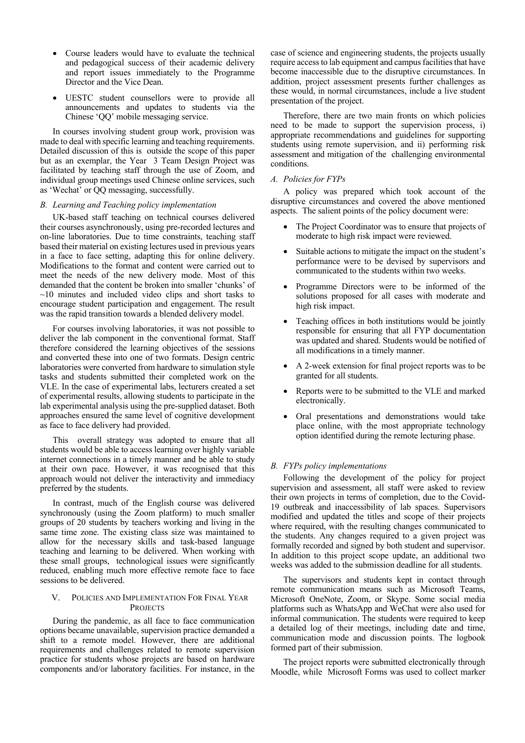- Course leaders would have to evaluate the technical and pedagogical success of their academic delivery and report issues immediately to the Programme Director and the Vice Dean.
- UESTC student counsellors were to provide all announcements and updates to students via the Chinese 'QQ' mobile messaging service.

In courses involving student group work, provision was made to deal with specific learning and teaching requirements. Detailed discussion of this is outside the scope of this paper but as an exemplar, the Year 3 Team Design Project was facilitated by teaching staff through the use of Zoom, and individual group meetings used Chinese online services, such as 'Wechat' or QQ messaging, successfully.

### B. Learning and Teaching policy implementation

UK-based staff teaching on technical courses delivered their courses asynchronously, using pre-recorded lectures and on-line laboratories. Due to time constraints, teaching staff based their material on existing lectures used in previous years in a face to face setting, adapting this for online delivery. Modifications to the format and content were carried out to meet the needs of the new delivery mode. Most of this demanded that the content be broken into smaller 'chunks' of ~10 minutes and included video clips and short tasks to encourage student participation and engagement. The result was the rapid transition towards a blended delivery model.

For courses involving laboratories, it was not possible to deliver the lab component in the conventional format. Staff therefore considered the learning objectives of the sessions and converted these into one of two formats. Design centric laboratories were converted from hardware to simulation style tasks and students submitted their completed work on the VLE. In the case of experimental labs, lecturers created a set of experimental results, allowing students to participate in the lab experimental analysis using the pre-supplied dataset. Both approaches ensured the same level of cognitive development as face to face delivery had provided.

This overall strategy was adopted to ensure that all students would be able to access learning over highly variable internet connections in a timely manner and be able to study at their own pace. However, it was recognised that this approach would not deliver the interactivity and immediacy preferred by the students.

In contrast, much of the English course was delivered synchronously (using the Zoom platform) to much smaller groups of 20 students by teachers working and living in the same time zone. The existing class size was maintained to allow for the necessary skills and task-based language teaching and learning to be delivered. When working with these small groups, technological issues were significantly reduced, enabling much more effective remote face to face sessions to be delivered.

## V. Policies and Implementation For Final Year Projects

During the pandemic, as all face to face communication options became unavailable, supervision practice demanded a shift to a remote model. However, there are additional requirements and challenges related to remote supervision practice for students whose projects are based on hardware components and/or laboratory facilities. For instance, in the case of science and engineering students, the projects usually require access to lab equipment and campus facilities that have become inaccessible due to the disruptive circumstances. In addition, project assessment presents further challenges as these would, in normal circumstances, include a live student presentation of the project.

Therefore, there are two main fronts on which policies need to be made to support the supervision process, i) appropriate recommendations and guidelines for supporting students using remote supervision, and ii) performing risk assessment and mitigation of the challenging environmental conditions.

### A. Policies for FYPs

A policy was prepared which took account of the disruptive circumstances and covered the above mentioned aspects. The salient points of the policy document were:

- The Project Coordinator was to ensure that projects of moderate to high risk impact were reviewed.
- Suitable actions to mitigate the impact on the student's performance were to be devised by supervisors and communicated to the students within two weeks.
- Programme Directors were to be informed of the solutions proposed for all cases with moderate and high risk impact.
- Teaching offices in both institutions would be jointly responsible for ensuring that all FYP documentation was updated and shared. Students would be notified of all modifications in a timely manner.
- A 2-week extension for final project reports was to be granted for all students.
- Reports were to be submitted to the VLE and marked electronically.
- Oral presentations and demonstrations would take place online, with the most appropriate technology option identified during the remote lecturing phase.

### B. FYPs policy implementations

Following the development of the policy for project supervision and assessment, all staff were asked to review their own projects in terms of completion, due to the Covid-19 outbreak and inaccessibility of lab spaces. Supervisors modified and updated the titles and scope of their projects where required, with the resulting changes communicated to the students. Any changes required to a given project was formally recorded and signed by both student and supervisor. In addition to this project scope update, an additional two weeks was added to the submission deadline for all students.

The supervisors and students kept in contact through remote communication means such as Microsoft Teams, Microsoft OneNote, Zoom, or Skype. Some social media platforms such as WhatsApp and WeChat were also used for informal communication. The students were required to keep a detailed log of their meetings, including date and time, communication mode and discussion points. The logbook formed part of their submission.

The project reports were submitted electronically through Moodle, while Microsoft Forms was used to collect marker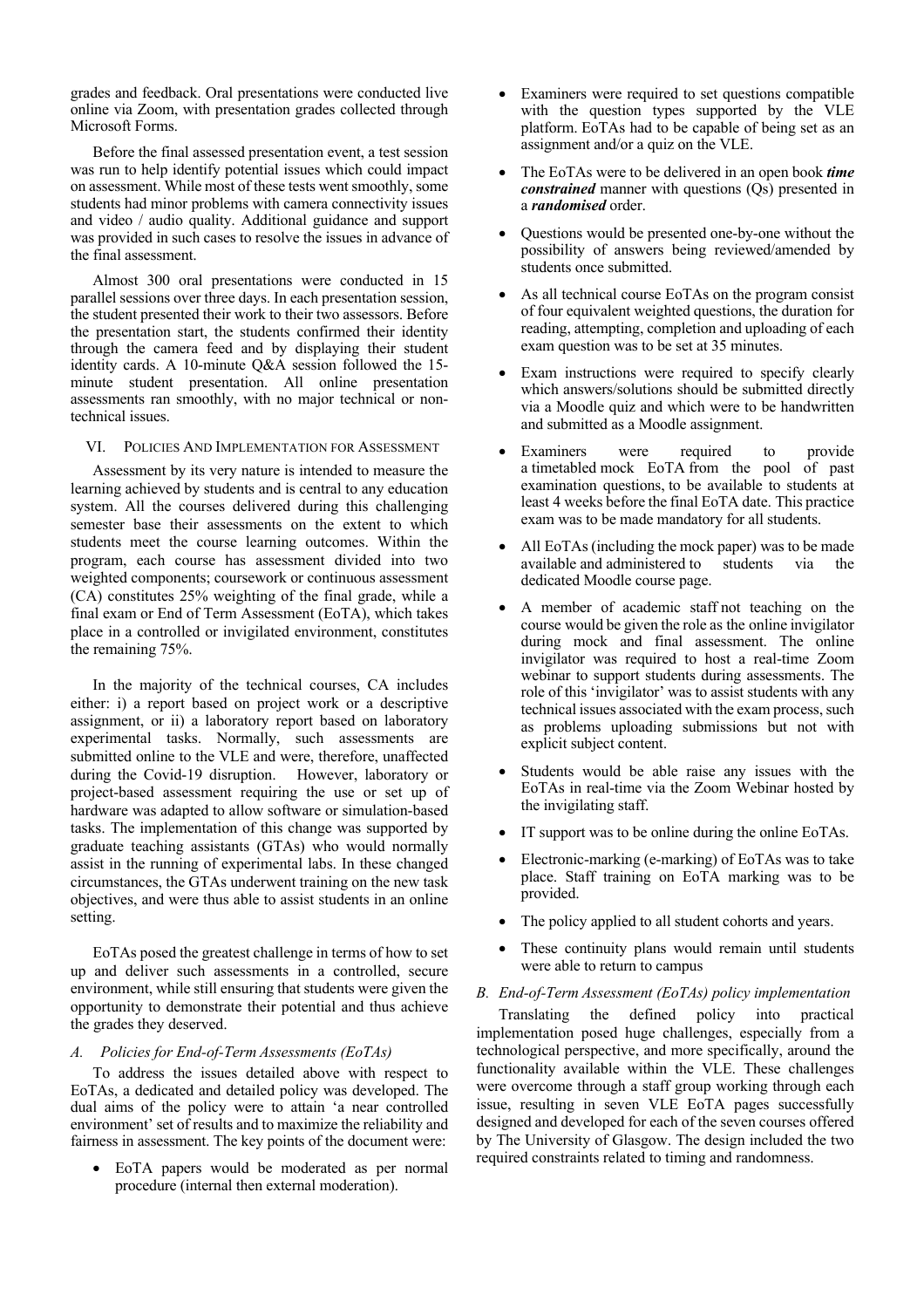grades and feedback. Oral presentations were conducted live online via Zoom, with presentation grades collected through Microsoft Forms.

Before the final assessed presentation event, a test session was run to help identify potential issues which could impact on assessment. While most of these tests went smoothly, some students had minor problems with camera connectivity issues and video / audio quality. Additional guidance and support was provided in such cases to resolve the issues in advance of the final assessment.

Almost 300 oral presentations were conducted in 15 parallel sessions over three days. In each presentation session, the student presented their work to their two assessors. Before the presentation start, the students confirmed their identity through the camera feed and by displaying their student identity cards. A 10-minute Q&A session followed the 15-minute student presentation. All online presentation assessments ran smoothly, with no major technical or non-technical issues.

## VI. Policies And Implementation for Assessment

Assessment by its very nature is intended to measure the learning achieved by students and is central to any education system. All the courses delivered during this challenging semester base their assessments on the extent to which students meet the course learning outcomes. Within the program, each course has assessment divided into two weighted components; coursework or continuous assessment (CA) constitutes 25% weighting of the final grade, while a final exam or End of Term Assessment (EoTA), which takes place in a controlled or invigilated environment, constitutes the remaining 75%.

In the majority of the technical courses, CA includes either: i) a report based on project work or a descriptive assignment, or ii) a laboratory report based on laboratory experimental tasks. Normally, such assessments are submitted online to the VLE and were, therefore, unaffected during the Covid-19 disruption. However, laboratory or project-based assessment requiring the use or set up of hardware was adapted to allow software or simulation-based tasks. The implementation of this change was supported by graduate teaching assistants (GTAs) who would normally assist in the running of experimental labs. In these changed circumstances, the GTAs underwent training on the new task objectives, and were thus able to assist students in an online setting.

EoTAs posed the greatest challenge in terms of how to set up and deliver such assessments in a controlled, secure environment, while still ensuring that students were given the opportunity to demonstrate their potential and thus achieve the grades they deserved.

### *A. Policies for End-of-Term Assessments (EoTAs)*

To address the issues detailed above with respect to EoTAs, a dedicated and detailed policy was developed. The dual aims of the policy were to attain 'a near controlled environment' set of results and to maximize the reliability and fairness in assessment. The key points of the document were:

- EoTA papers would be moderated as per normal procedure (internal then external moderation).
- Examiners were required to set questions compatible with the question types supported by the VLE platform. EoTAs had to be capable of being set as an assignment and/or a quiz on the VLE.
- The EoTAs were to be delivered in an open book ***time constrained*** manner with questions (Qs) presented in a ***randomised*** order.
- Questions would be presented one-by-one without the possibility of answers being reviewed/amended by students once submitted.
- As all technical course EoTAs on the program consist of four equivalent weighted questions, the duration for reading, attempting, completion and uploading of each exam question was to be set at 35 minutes.
- Exam instructions were required to specify clearly which answers/solutions should be submitted directly via a Moodle quiz and which were to be handwritten and submitted as a Moodle assignment.
- Examiners were required to provide a timetabled mock EoTA from the pool of past examination questions, to be available to students at least 4 weeks before the final EoTA date. This practice exam was to be made mandatory for all students.
- All EoTAs (including the mock paper) was to be made available and administered to students via the dedicated Moodle course page.
- A member of academic staff not teaching on the course would be given the role as the online invigilator during mock and final assessment. The online invigilator was required to host a real-time Zoom webinar to support students during assessments. The role of this 'invigilator' was to assist students with any technical issues associated with the exam process, such as problems uploading submissions but not with explicit subject content.
- Students would be able raise any issues with the EoTAs in real-time via the Zoom Webinar hosted by the invigilating staff.
- IT support was to be online during the online EoTAs.
- Electronic-marking (e-marking) of EoTAs was to take place. Staff training on EoTA marking was to be provided.
- The policy applied to all student cohorts and years.
- These continuity plans would remain until students were able to return to campus

### *B. End-of-Term Assessment (EoTAs) policy implementation*

Translating the defined policy into practical implementation posed huge challenges, especially from a technological perspective, and more specifically, around the functionality available within the VLE. These challenges were overcome through a staff group working through each issue, resulting in seven VLE EoTA pages successfully designed and developed for each of the seven courses offered by The University of Glasgow. The design included the two required constraints related to timing and randomness.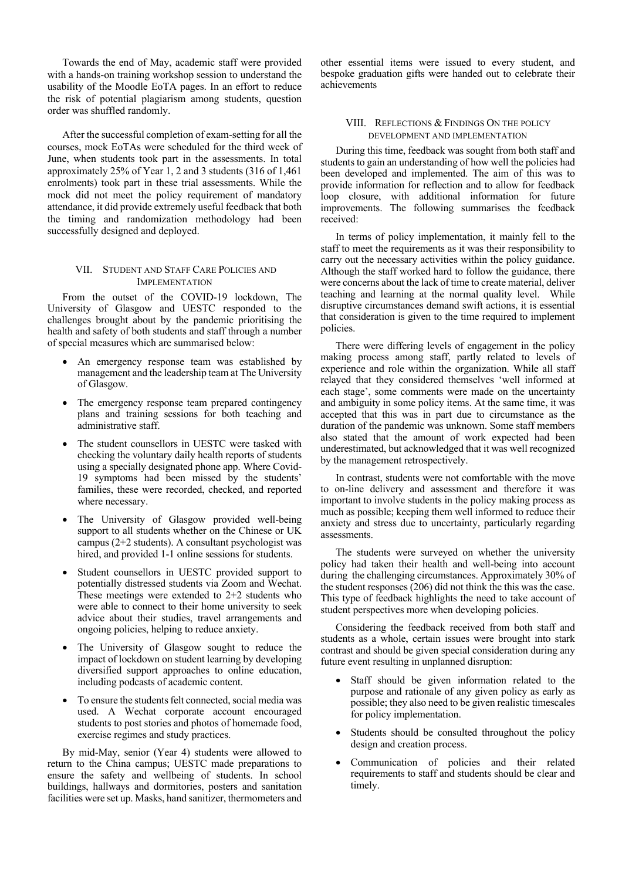Towards the end of May, academic staff were provided with a hands-on training workshop session to understand the usability of the Moodle EoTA pages. In an effort to reduce the risk of potential plagiarism among students, question order was shuffled randomly.

After the successful completion of exam-setting for all the courses, mock EoTAs were scheduled for the third week of June, when students took part in the assessments. In total approximately 25% of Year 1, 2 and 3 students (316 of 1,461 enrolments) took part in these trial assessments. While the mock did not meet the policy requirement of mandatory attendance, it did provide extremely useful feedback that both the timing and randomization methodology had been successfully designed and deployed.

## VII. Student and Staff Care Policies and Implementation

From the outset of the COVID-19 lockdown, The University of Glasgow and UESTC responded to the challenges brought about by the pandemic prioritising the health and safety of both students and staff through a number of special measures which are summarised below:

- An emergency response team was established by management and the leadership team at The University of Glasgow.
- The emergency response team prepared contingency plans and training sessions for both teaching and administrative staff.
- The student counsellors in UESTC were tasked with checking the voluntary daily health reports of students using a specially designated phone app. Where Covid-19 symptoms had been missed by the students' families, these were recorded, checked, and reported where necessary.
- The University of Glasgow provided well-being support to all students whether on the Chinese or UK campus (2+2 students). A consultant psychologist was hired, and provided 1-1 online sessions for students.
- Student counsellors in UESTC provided support to potentially distressed students via Zoom and Wechat. These meetings were extended to 2+2 students who were able to connect to their home university to seek advice about their studies, travel arrangements and ongoing policies, helping to reduce anxiety.
- The University of Glasgow sought to reduce the impact of lockdown on student learning by developing diversified support approaches to online education, including podcasts of academic content.
- To ensure the students felt connected, social media was used. A Wechat corporate account encouraged students to post stories and photos of homemade food, exercise regimes and study practices.

By mid-May, senior (Year 4) students were allowed to return to the China campus; UESTC made preparations to ensure the safety and wellbeing of students. In school buildings, hallways and dormitories, posters and sanitation facilities were set up. Masks, hand sanitizer, thermometers and other essential items were issued to every student, and bespoke graduation gifts were handed out to celebrate their achievements

## VIII. Reflections & Findings On the policy development and implementation

During this time, feedback was sought from both staff and students to gain an understanding of how well the policies had been developed and implemented. The aim of this was to provide information for reflection and to allow for feedback loop closure, with additional information for future improvements. The following summarises the feedback received:

In terms of policy implementation, it mainly fell to the staff to meet the requirements as it was their responsibility to carry out the necessary activities within the policy guidance. Although the staff worked hard to follow the guidance, there were concerns about the lack of time to create material, deliver teaching and learning at the normal quality level. While disruptive circumstances demand swift actions, it is essential that consideration is given to the time required to implement policies.

There were differing levels of engagement in the policy making process among staff, partly related to levels of experience and role within the organization. While all staff relayed that they considered themselves 'well informed at each stage', some comments were made on the uncertainty and ambiguity in some policy items. At the same time, it was accepted that this was in part due to circumstance as the duration of the pandemic was unknown. Some staff members also stated that the amount of work expected had been underestimated, but acknowledged that it was well recognized by the management retrospectively.

In contrast, students were not comfortable with the move to on-line delivery and assessment and therefore it was important to involve students in the policy making process as much as possible; keeping them well informed to reduce their anxiety and stress due to uncertainty, particularly regarding assessments.

The students were surveyed on whether the university policy had taken their health and well-being into account during the challenging circumstances. Approximately 30% of the student responses (206) did not think the this was the case. This type of feedback highlights the need to take account of student perspectives more when developing policies.

Considering the feedback received from both staff and students as a whole, certain issues were brought into stark contrast and should be given special consideration during any future event resulting in unplanned disruption:

- Staff should be given information related to the purpose and rationale of any given policy as early as possible; they also need to be given realistic timescales for policy implementation.
- Students should be consulted throughout the policy design and creation process.
- Communication of policies and their related requirements to staff and students should be clear and timely.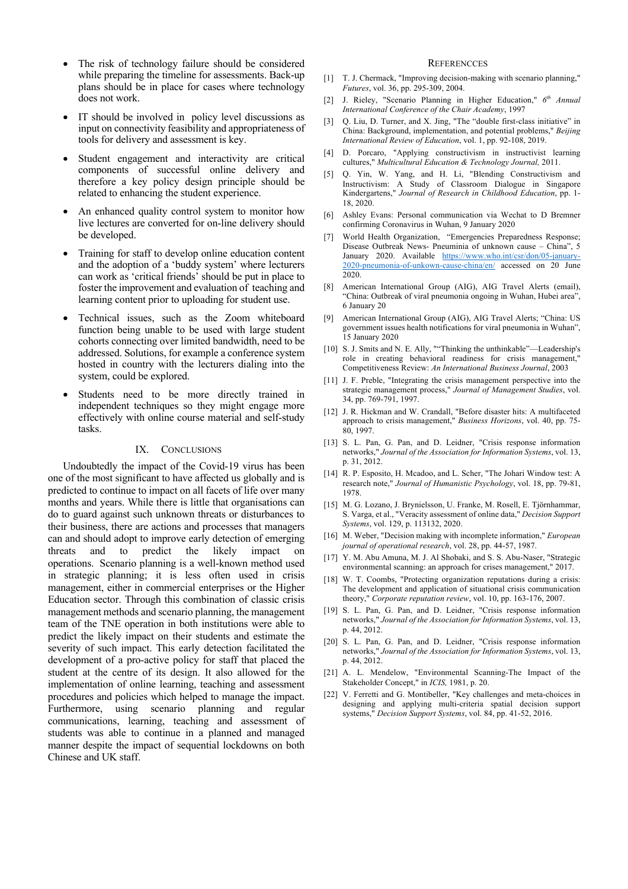- The risk of technology failure should be considered while preparing the timeline for assessments. Back-up plans should be in place for cases where technology does not work.
- IT should be involved in policy level discussions as input on connectivity feasibility and appropriateness of tools for delivery and assessment is key.
- Student engagement and interactivity are critical components of successful online delivery and therefore a key policy design principle should be related to enhancing the student experience.
- An enhanced quality control system to monitor how live lectures are converted for on-line delivery should be developed.
- Training for staff to develop online education content and the adoption of a 'buddy system' where lecturers can work as 'critical friends' should be put in place to foster the improvement and evaluation of teaching and learning content prior to uploading for student use.
- Technical issues, such as the Zoom whiteboard function being unable to be used with large student cohorts connecting over limited bandwidth, need to be addressed. Solutions, for example a conference system hosted in country with the lecturers dialing into the system, could be explored.
- Students need to be more directly trained in independent techniques so they might engage more effectively with online course material and self-study tasks.

## IX. Conclusions

Undoubtedly the impact of the Covid-19 virus has been one of the most significant to have affected us globally and is predicted to continue to impact on all facets of life over many months and years. While there is little that organisations can do to guard against such unknown threats or disturbances to their business, there are actions and processes that managers can and should adopt to improve early detection of emerging threats and to predict the likely impact on operations. Scenario planning is a well-known method used in strategic planning; it is less often used in crisis management, either in commercial enterprises or the Higher Education sector. Through this combination of classic crisis management methods and scenario planning, the management team of the TNE operation in both institutions were able to predict the likely impact on their students and estimate the severity of such impact. This early detection facilitated the development of a pro-active policy for staff that placed the student at the centre of its design. It also allowed for the implementation of online learning, teaching and assessment procedures and policies which helped to manage the impact. Furthermore, using scenario planning and regular communications, learning, teaching and assessment of students was able to continue in a planned and managed manner despite the impact of sequential lockdowns on both Chinese and UK staff.

## Referenccs

[1] T. J. Chermack, "Improving decision-making with scenario planning," *Futures*, vol. 36, pp. 295-309, 2004.

[2] J. Rieley, "Scenario Planning in Higher Education," *6th Annual International Conference of the Chair Academy*, 1997

[3] Q. Liu, D. Turner, and X. Jing, "The "double first-class initiative" in China: Background, implementation, and potential problems," *Beijing International Review of Education*, vol. 1, pp. 92-108, 2019.

[4] D. Porcaro, "Applying constructivism in instructivist learning cultures," *Multicultural Education & Technology Journal,* 2011.

[5] Q. Yin, W. Yang, and H. Li, "Blending Constructivism and Instructivism: A Study of Classroom Dialogue in Singapore Kindergartens," *Journal of Research in Childhood Education*, pp. 1-18, 2020.

[6] Ashley Evans: Personal communication via Wechat to D Bremner confirming Coronavirus in Wuhan, 9 January 2020

[7] World Health Organization, "Emergencies Preparedness Response; Disease Outbreak News- Pneuminia of unknown cause – China", 5 January 2020. Available https://www.who.int/csr/don/05-january-2020-pneumonia-of-unkown-cause-china/en/ accessed on 20 June 2020.

[8] American International Group (AIG), AIG Travel Alerts (email), "China: Outbreak of viral pneumonia ongoing in Wuhan, Hubei area", 6 January 20

[9] American International Group (AIG), AIG Travel Alerts; "China: US government issues health notifications for viral pneumonia in Wuhan", 15 January 2020

[10] S. J. Smits and N. E. Ally, ""Thinking the unthinkable"—Leadership's role in creating behavioral readiness for crisis management," Competitiveness Review: *An International Business Journal*, 2003

[11] J. F. Preble, "Integrating the crisis management perspective into the strategic management process," *Journal of Management Studies*, vol. 34, pp. 769-791, 1997.

[12] J. R. Hickman and W. Crandall, "Before disaster hits: A multifaceted approach to crisis management," *Business Horizons*, vol. 40, pp. 75-80, 1997.

[13] S. L. Pan, G. Pan, and D. Leidner, "Crisis response information networks," *Journal of the Association for Information Systems*, vol. 13, p. 31, 2012.

[14] R. P. Esposito, H. Mcadoo, and L. Scher, "The Johari Window test: A research note," *Journal of Humanistic Psychology*, vol. 18, pp. 79-81, 1978.

[15] M. G. Lozano, J. Brynielsson, U. Franke, M. Rosell, E. Tjörnhammar, S. Varga, et al., "Veracity assessment of online data," *Decision Support Systems*, vol. 129, p. 113132, 2020.

[16] M. Weber, "Decision making with incomplete information," *European journal of operational research*, vol. 28, pp. 44-57, 1987.

[17] Y. M. Abu Amuna, M. J. Al Shobaki, and S. S. Abu-Naser, "Strategic environmental scanning: an approach for crises management," 2017.

[18] W. T. Coombs, "Protecting organization reputations during a crisis: The development and application of situational crisis communication theory," *Corporate reputation review*, vol. 10, pp. 163-176, 2007.

[19] S. L. Pan, G. Pan, and D. Leidner, "Crisis response information networks," *Journal of the Association for Information Systems*, vol. 13, p. 44, 2012.

[20] S. L. Pan, G. Pan, and D. Leidner, "Crisis response information networks," *Journal of the Association for Information Systems*, vol. 13, p. 44, 2012.

[21] A. L. Mendelow, "Environmental Scanning-The Impact of the Stakeholder Concept," in *ICIS,* 1981, p. 20.

[22] V. Ferretti and G. Montibeller, "Key challenges and meta-choices in designing and applying multi-criteria spatial decision support systems," *Decision Support Systems*, vol. 84, pp. 41-52, 2016.